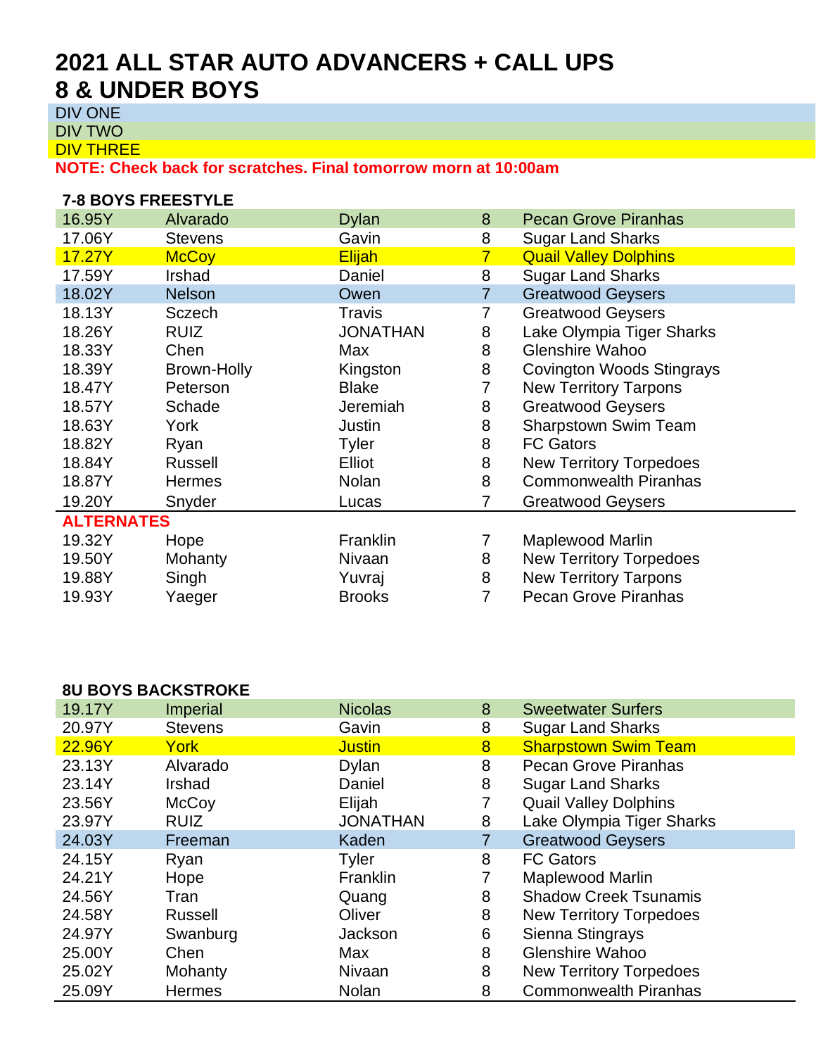# 2021 ALL STAR AUTO ADVANCERS + CALL UPS

# 8 & UNDER BOYS

DIV ONE

DIV TWO

DIV THREE

**NOTE: Check back for scratches. Final tomorrow morn at 10:00am**

### 7-8 BOYS FREESTYLE

| Time | Last Name | First Name | Age | Team |
|---|---|---|---|---|
| 16.95Y | Alvarado | Dylan | 8 | Pecan Grove Piranhas |
| 17.06Y | Stevens | Gavin | 8 | Sugar Land Sharks |
| 17.27Y | McCoy | Elijah | 7 | Quail Valley Dolphins |
| 17.59Y | Irshad | Daniel | 8 | Sugar Land Sharks |
| 18.02Y | Nelson | Owen | 7 | Greatwood Geysers |
| 18.13Y | Sczech | Travis | 7 | Greatwood Geysers |
| 18.26Y | RUIZ | JONATHAN | 8 | Lake Olympia Tiger Sharks |
| 18.33Y | Chen | Max | 8 | Glenshire Wahoo |
| 18.39Y | Brown-Holly | Kingston | 8 | Covington Woods Stingrays |
| 18.47Y | Peterson | Blake | 7 | New Territory Tarpons |
| 18.57Y | Schade | Jeremiah | 8 | Greatwood Geysers |
| 18.63Y | York | Justin | 8 | Sharpstown Swim Team |
| 18.82Y | Ryan | Tyler | 8 | FC Gators |
| 18.84Y | Russell | Elliot | 8 | New Territory Torpedoes |
| 18.87Y | Hermes | Nolan | 8 | Commonwealth Piranhas |
| 19.20Y | Snyder | Lucas | 7 | Greatwood Geysers |

**ALTERNATES**

| Time | Last Name | First Name | Age | Team |
|---|---|---|---|---|
| 19.32Y | Hope | Franklin | 7 | Maplewood Marlin |
| 19.50Y | Mohanty | Nivaan | 8 | New Territory Torpedoes |
| 19.88Y | Singh | Yuvraj | 8 | New Territory Tarpons |
| 19.93Y | Yaeger | Brooks | 7 | Pecan Grove Piranhas |

### 8U BOYS BACKSTROKE

| Time | Last Name | First Name | Age | Team |
|---|---|---|---|---|
| 19.17Y | Imperial | Nicolas | 8 | Sweetwater Surfers |
| 20.97Y | Stevens | Gavin | 8 | Sugar Land Sharks |
| 22.96Y | York | Justin | 8 | Sharpstown Swim Team |
| 23.13Y | Alvarado | Dylan | 8 | Pecan Grove Piranhas |
| 23.14Y | Irshad | Daniel | 8 | Sugar Land Sharks |
| 23.56Y | McCoy | Elijah | 7 | Quail Valley Dolphins |
| 23.97Y | RUIZ | JONATHAN | 8 | Lake Olympia Tiger Sharks |
| 24.03Y | Freeman | Kaden | 7 | Greatwood Geysers |
| 24.15Y | Ryan | Tyler | 8 | FC Gators |
| 24.21Y | Hope | Franklin | 7 | Maplewood Marlin |
| 24.56Y | Tran | Quang | 8 | Shadow Creek Tsunamis |
| 24.58Y | Russell | Oliver | 8 | New Territory Torpedoes |
| 24.97Y | Swanburg | Jackson | 6 | Sienna Stingrays |
| 25.00Y | Chen | Max | 8 | Glenshire Wahoo |
| 25.02Y | Mohanty | Nivaan | 8 | New Territory Torpedoes |
| 25.09Y | Hermes | Nolan | 8 | Commonwealth Piranhas |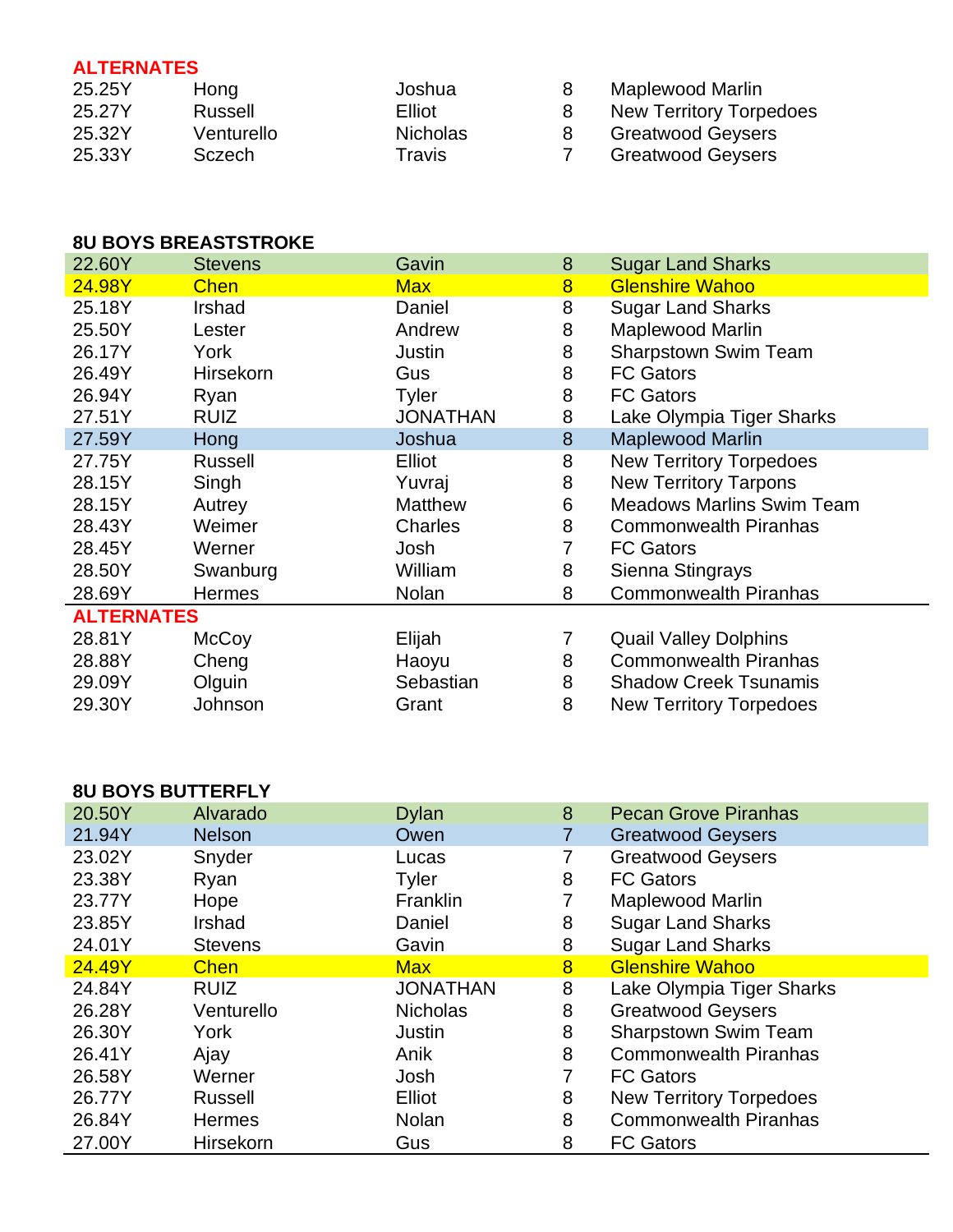**ALTERNATES**

| | | | | |
|---|---|---|---|---|
| 25.25Y | Hong | Joshua | 8 | Maplewood Marlin |
| 25.27Y | Russell | Elliot | 8 | New Territory Torpedoes |
| 25.32Y | Venturello | Nicholas | 8 | Greatwood Geysers |
| 25.33Y | Sczech | Travis | 7 | Greatwood Geysers |

**8U BOYS BREASTSTROKE**

| | | | | |
|---|---|---|---|---|
| 22.60Y | Stevens | Gavin | 8 | Sugar Land Sharks |
| 24.98Y | Chen | Max | 8 | Glenshire Wahoo |
| 25.18Y | Irshad | Daniel | 8 | Sugar Land Sharks |
| 25.50Y | Lester | Andrew | 8 | Maplewood Marlin |
| 26.17Y | York | Justin | 8 | Sharpstown Swim Team |
| 26.49Y | Hirsekorn | Gus | 8 | FC Gators |
| 26.94Y | Ryan | Tyler | 8 | FC Gators |
| 27.51Y | RUIZ | JONATHAN | 8 | Lake Olympia Tiger Sharks |
| 27.59Y | Hong | Joshua | 8 | Maplewood Marlin |
| 27.75Y | Russell | Elliot | 8 | New Territory Torpedoes |
| 28.15Y | Singh | Yuvraj | 8 | New Territory Tarpons |
| 28.15Y | Autrey | Matthew | 6 | Meadows Marlins Swim Team |
| 28.43Y | Weimer | Charles | 8 | Commonwealth Piranhas |
| 28.45Y | Werner | Josh | 7 | FC Gators |
| 28.50Y | Swanburg | William | 8 | Sienna Stingrays |
| 28.69Y | Hermes | Nolan | 8 | Commonwealth Piranhas |

**ALTERNATES**

| | | | | |
|---|---|---|---|---|
| 28.81Y | McCoy | Elijah | 7 | Quail Valley Dolphins |
| 28.88Y | Cheng | Haoyu | 8 | Commonwealth Piranhas |
| 29.09Y | Olguin | Sebastian | 8 | Shadow Creek Tsunamis |
| 29.30Y | Johnson | Grant | 8 | New Territory Torpedoes |

**8U BOYS BUTTERFLY**

| | | | | |
|---|---|---|---|---|
| 20.50Y | Alvarado | Dylan | 8 | Pecan Grove Piranhas |
| 21.94Y | Nelson | Owen | 7 | Greatwood Geysers |
| 23.02Y | Snyder | Lucas | 7 | Greatwood Geysers |
| 23.38Y | Ryan | Tyler | 8 | FC Gators |
| 23.77Y | Hope | Franklin | 7 | Maplewood Marlin |
| 23.85Y | Irshad | Daniel | 8 | Sugar Land Sharks |
| 24.01Y | Stevens | Gavin | 8 | Sugar Land Sharks |
| 24.49Y | Chen | Max | 8 | Glenshire Wahoo |
| 24.84Y | RUIZ | JONATHAN | 8 | Lake Olympia Tiger Sharks |
| 26.28Y | Venturello | Nicholas | 8 | Greatwood Geysers |
| 26.30Y | York | Justin | 8 | Sharpstown Swim Team |
| 26.41Y | Ajay | Anik | 8 | Commonwealth Piranhas |
| 26.58Y | Werner | Josh | 7 | FC Gators |
| 26.77Y | Russell | Elliot | 8 | New Territory Torpedoes |
| 26.84Y | Hermes | Nolan | 8 | Commonwealth Piranhas |
| 27.00Y | Hirsekorn | Gus | 8 | FC Gators |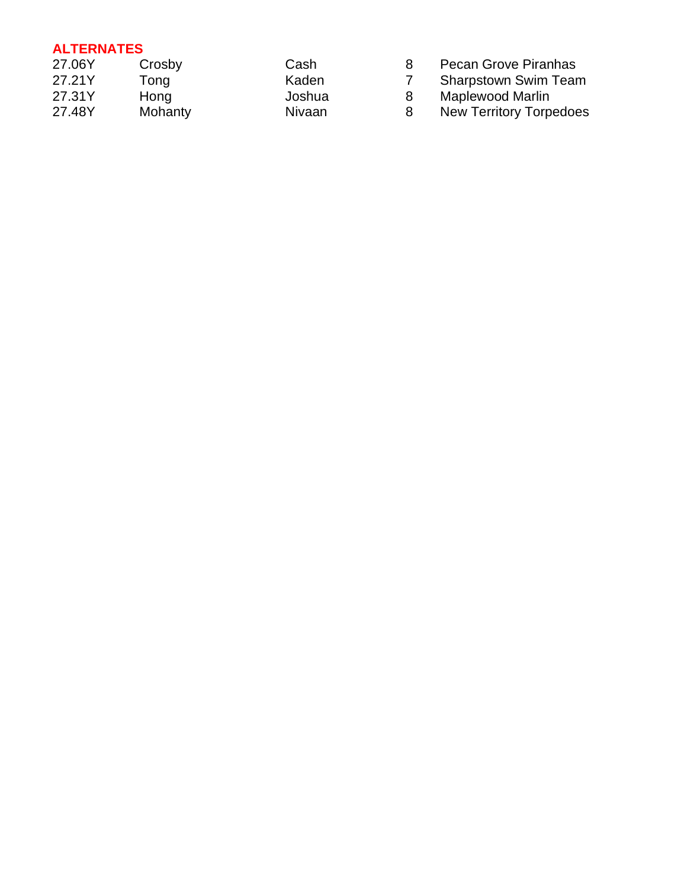**ALTERNATES**

| | | | | |
|---|---|---|---|---|
| 27.06Y | Crosby | Cash | 8 | Pecan Grove Piranhas |
| 27.21Y | Tong | Kaden | 7 | Sharpstown Swim Team |
| 27.31Y | Hong | Joshua | 8 | Maplewood Marlin |
| 27.48Y | Mohanty | Nivaan | 8 | New Territory Torpedoes |